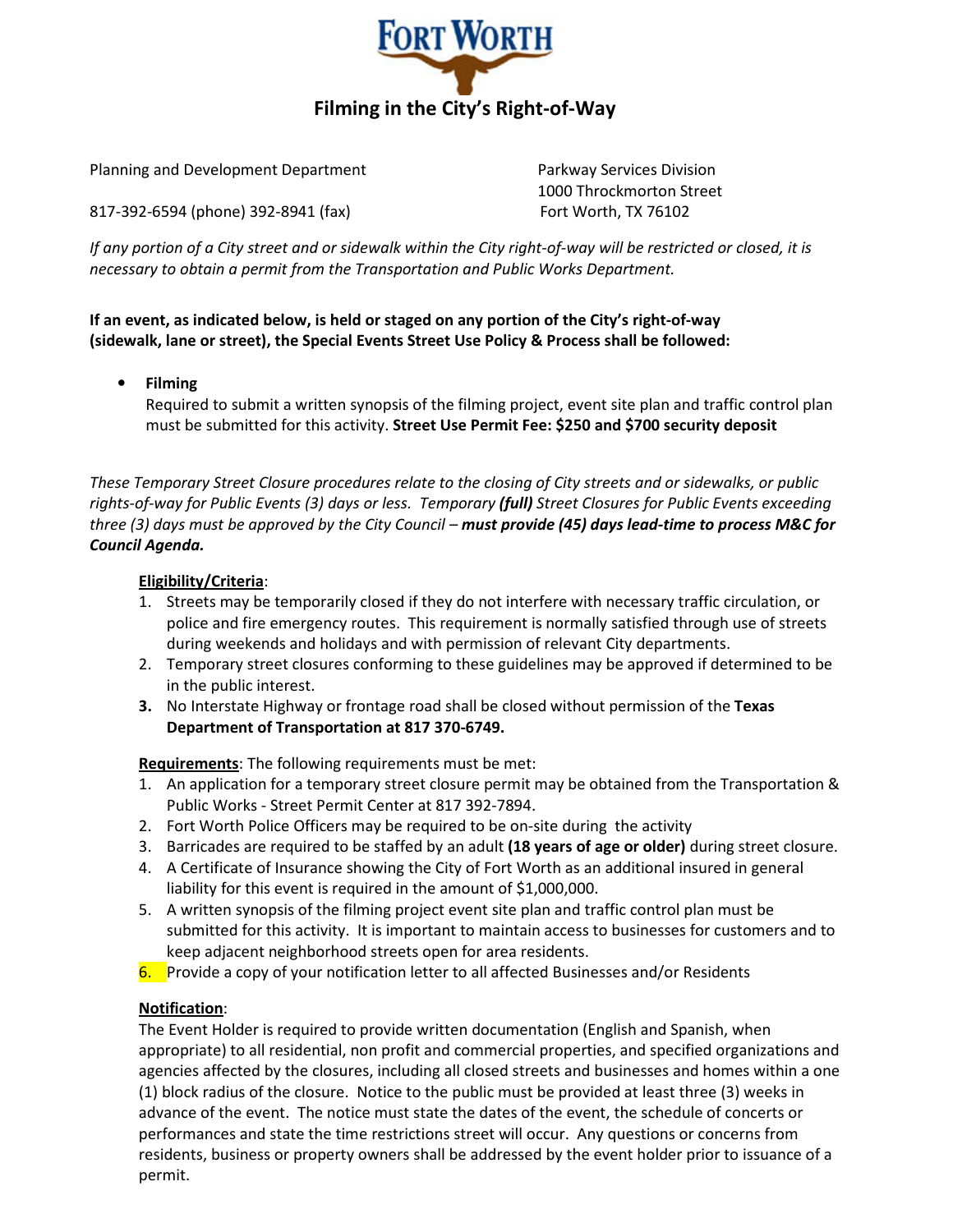# FORT WORTH

## Filming in the City's Right-of-Way

Planning and Development Department

817-392-6594 (phone) 392-8941 (fax)

Parkway Services Division
1000 Throckmorton Street
Fort Worth, TX 76102

*If any portion of a City street and or sidewalk within the City right-of-way will be restricted or closed, it is necessary to obtain a permit from the Transportation and Public Works Department.*

**If an event, as indicated below, is held or staged on any portion of the City's right-of-way (sidewalk, lane or street), the Special Events Street Use Policy & Process shall be followed:**

- **Filming**
  Required to submit a written synopsis of the filming project, event site plan and traffic control plan must be submitted for this activity. **Street Use Permit Fee: $250 and $700 security deposit**

*These Temporary Street Closure procedures relate to the closing of City streets and or sidewalks, or public rights-of-way for Public Events (3) days or less. Temporary **(full)** Street Closures for Public Events exceeding three (3) days must be approved by the City Council – **must provide (45) days lead-time to process M&C for Council Agenda.***

**Eligibility/Criteria**:

1. Streets may be temporarily closed if they do not interfere with necessary traffic circulation, or police and fire emergency routes. This requirement is normally satisfied through use of streets during weekends and holidays and with permission of relevant City departments.
2. Temporary street closures conforming to these guidelines may be approved if determined to be in the public interest.
3. No Interstate Highway or frontage road shall be closed without permission of the **Texas Department of Transportation at 817 370-6749.**

**Requirements**: The following requirements must be met:

1. An application for a temporary street closure permit may be obtained from the Transportation & Public Works - Street Permit Center at 817 392-7894.
2. Fort Worth Police Officers may be required to be on-site during the activity
3. Barricades are required to be staffed by an adult **(18 years of age or older)** during street closure.
4. A Certificate of Insurance showing the City of Fort Worth as an additional insured in general liability for this event is required in the amount of $1,000,000.
5. A written synopsis of the filming project event site plan and traffic control plan must be submitted for this activity. It is important to maintain access to businesses for customers and to keep adjacent neighborhood streets open for area residents.
6. Provide a copy of your notification letter to all affected Businesses and/or Residents

**Notification**:

The Event Holder is required to provide written documentation (English and Spanish, when appropriate) to all residential, non profit and commercial properties, and specified organizations and agencies affected by the closures, including all closed streets and businesses and homes within a one (1) block radius of the closure. Notice to the public must be provided at least three (3) weeks in advance of the event. The notice must state the dates of the event, the schedule of concerts or performances and state the time restrictions street will occur. Any questions or concerns from residents, business or property owners shall be addressed by the event holder prior to issuance of a permit.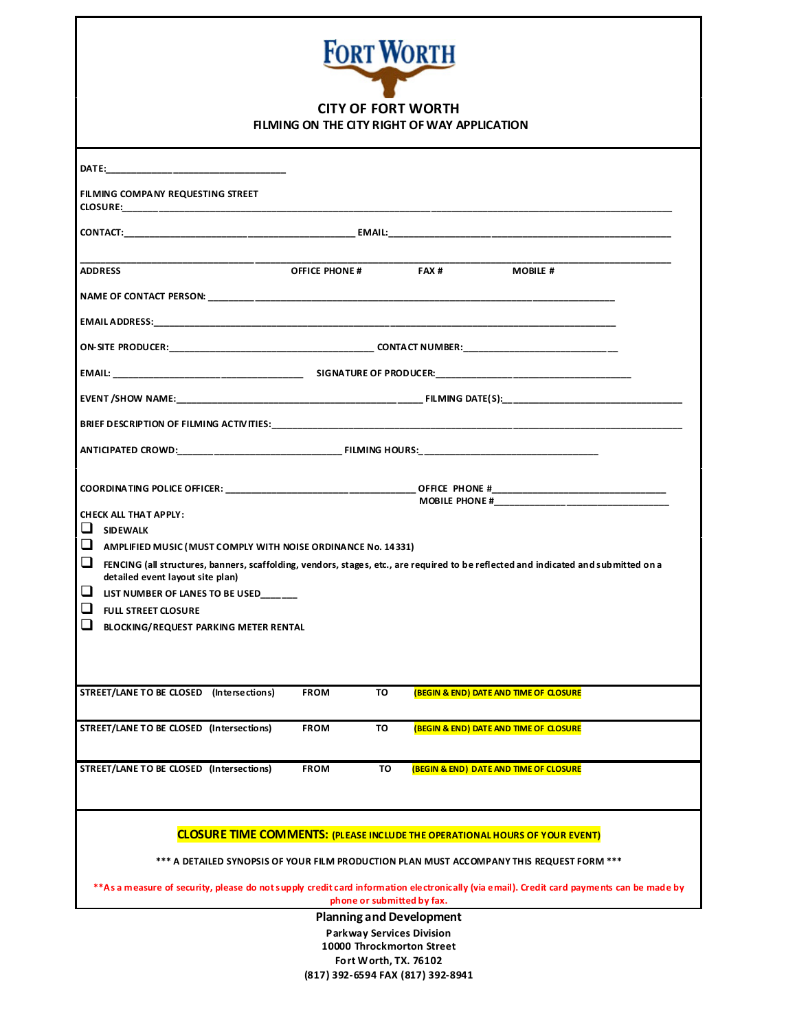# CITY OF FORT WORTH
## FILMING ON THE CITY RIGHT OF WAY APPLICATION

DATE:_______________________________________

FILMING COMPANY REQUESTING STREET CLOSURE:_______________________________________________________________________________

CONTACT:_______________________________________ EMAIL:_______________________________________

_______________________________________________________________________________________________

ADDRESS OFFICE PHONE # FAX # MOBILE #

NAME OF CONTACT PERSON: _______________________________________________________________

EMAIL ADDRESS:_______________________________________________________________________

ON-SITE PRODUCER:_______________________________ CONTACT NUMBER:_______________________________

EMAIL: _______________________________ SIGNATURE OF PRODUCER:_______________________________

EVENT /SHOW NAME:_______________________________ FILMING DATE(S):_______________________________

BRIEF DESCRIPTION OF FILMING ACTIVITIES:_______________________________________________________

ANTICIPATED CROWD:_______________________________ FILMING HOURS:_______________________________

COORDINATING POLICE OFFICER: _______________________________ OFFICE PHONE #_______________________________
MOBILE PHONE #_______________________________

CHECK ALL THAT APPLY:

- ☐ SIDEWALK
- ☐ AMPLIFIED MUSIC (MUST COMPLY WITH NOISE ORDINANCE No. 14331)
- ☐ FENCING (all structures, banners, scaffolding, vendors, stages, etc., are required to be reflected and indicated and submitted on a detailed event layout site plan)
- ☐ LIST NUMBER OF LANES TO BE USED_______
- ☐ FULL STREET CLOSURE
- ☐ BLOCKING/REQUEST PARKING METER RENTAL

| STREET/LANE TO BE CLOSED (Intersections) | FROM | TO | (BEGIN & END) DATE AND TIME OF CLOSURE |
|---|---|---|---|
| | | | |

| STREET/LANE TO BE CLOSED (Intersections) | FROM | TO | (BEGIN & END) DATE AND TIME OF CLOSURE |
|---|---|---|---|
| | | | |

| STREET/LANE TO BE CLOSED (Intersections) | FROM | TO | (BEGIN & END) DATE AND TIME OF CLOSURE |
|---|---|---|---|
| | | | |

**CLOSURE TIME COMMENTS:** (PLEASE INCLUDE THE OPERATIONAL HOURS OF YOUR EVENT)

\*\*\* A DETAILED SYNOPSIS OF YOUR FILM PRODUCTION PLAN MUST ACCOMPANY THIS REQUEST FORM \*\*\*

\*\*As a measure of security, please do not supply credit card information electronically (via email). Credit card payments can be made by phone or submitted by fax.

**Planning and Development**
Parkway Services Division
10000 Throckmorton Street
Fort Worth, TX. 76102
(817) 392-6594 FAX (817) 392-8941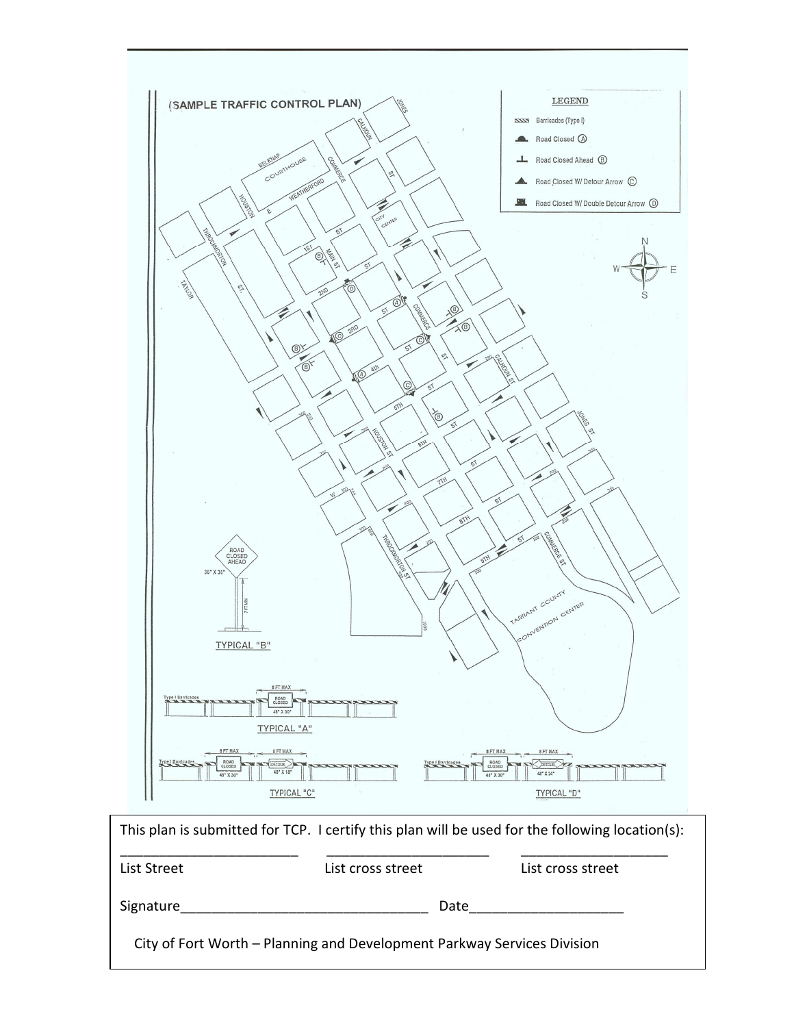(SAMPLE TRAFFIC CONTROL PLAN)

LEGEND

- Barricades (Type I)
- Road Closed (A)
- Road Closed Ahead (B)
- Road Closed W/ Detour Arrow (C)
- Road Closed W/ Double Detour Arrow (D)

TYPICAL "B"

TYPICAL "A"

TYPICAL "C"

TYPICAL "D"

This plan is submitted for TCP. I certify this plan will be used for the following location(s):

| ________________________ | ______________________ | ____________________ |
|---|---|---|
| List Street | List cross street | List cross street |

Signature________________________________ Date____________________

City of Fort Worth – Planning and Development Parkway Services Division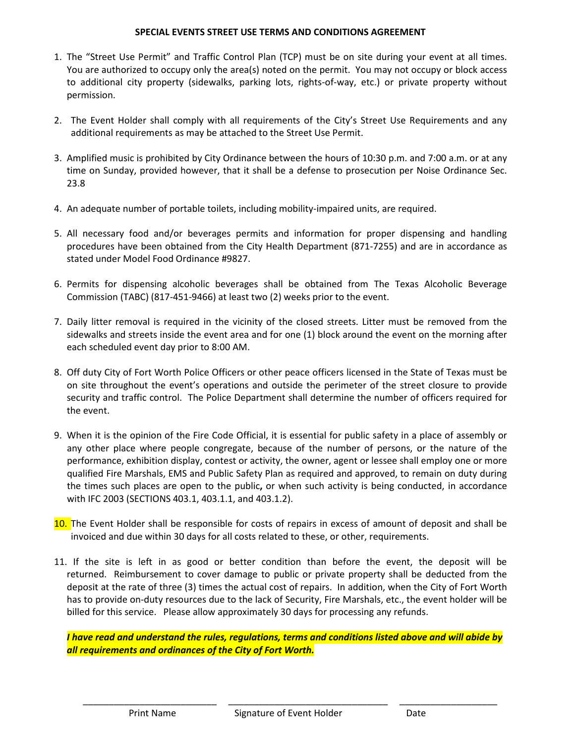**SPECIAL EVENTS STREET USE TERMS AND CONDITIONS AGREEMENT**

1. The "Street Use Permit" and Traffic Control Plan (TCP) must be on site during your event at all times. You are authorized to occupy only the area(s) noted on the permit. You may not occupy or block access to additional city property (sidewalks, parking lots, rights-of-way, etc.) or private property without permission.

2. The Event Holder shall comply with all requirements of the City's Street Use Requirements and any additional requirements as may be attached to the Street Use Permit.

3. Amplified music is prohibited by City Ordinance between the hours of 10:30 p.m. and 7:00 a.m. or at any time on Sunday, provided however, that it shall be a defense to prosecution per Noise Ordinance Sec. 23.8

4. An adequate number of portable toilets, including mobility-impaired units, are required.

5. All necessary food and/or beverages permits and information for proper dispensing and handling procedures have been obtained from the City Health Department (871-7255) and are in accordance as stated under Model Food Ordinance #9827.

6. Permits for dispensing alcoholic beverages shall be obtained from The Texas Alcoholic Beverage Commission (TABC) (817-451-9466) at least two (2) weeks prior to the event.

7. Daily litter removal is required in the vicinity of the closed streets. Litter must be removed from the sidewalks and streets inside the event area and for one (1) block around the event on the morning after each scheduled event day prior to 8:00 AM.

8. Off duty City of Fort Worth Police Officers or other peace officers licensed in the State of Texas must be on site throughout the event's operations and outside the perimeter of the street closure to provide security and traffic control. The Police Department shall determine the number of officers required for the event.

9. When it is the opinion of the Fire Code Official, it is essential for public safety in a place of assembly or any other place where people congregate, because of the number of persons, or the nature of the performance, exhibition display, contest or activity, the owner, agent or lessee shall employ one or more qualified Fire Marshals, EMS and Public Safety Plan as required and approved, to remain on duty during the times such places are open to the public**,** or when such activity is being conducted, in accordance with IFC 2003 (SECTIONS 403.1, 403.1.1, and 403.1.2).

10. The Event Holder shall be responsible for costs of repairs in excess of amount of deposit and shall be invoiced and due within 30 days for all costs related to these, or other, requirements.

11. If the site is left in as good or better condition than before the event, the deposit will be returned. Reimbursement to cover damage to public or private property shall be deducted from the deposit at the rate of three (3) times the actual cost of repairs. In addition, when the City of Fort Worth has to provide on-duty resources due to the lack of Security, Fire Marshals, etc., the event holder will be billed for this service. Please allow approximately 30 days for processing any refunds.

***I have read and understand the rules, regulations, terms and conditions listed above and will abide by all requirements and ordinances of the City of Fort Worth.***

| \_\_\_\_\_\_\_\_\_\_\_\_\_\_\_\_\_\_\_\_\_\_\_\_\_\_ | \_\_\_\_\_\_\_\_\_\_\_\_\_\_\_\_\_\_\_\_\_\_\_\_\_\_\_\_\_\_\_\_ | \_\_\_\_\_\_\_\_\_\_\_\_\_\_\_\_\_\_\_\_ |
|---|---|---|
| Print Name | Signature of Event Holder | Date |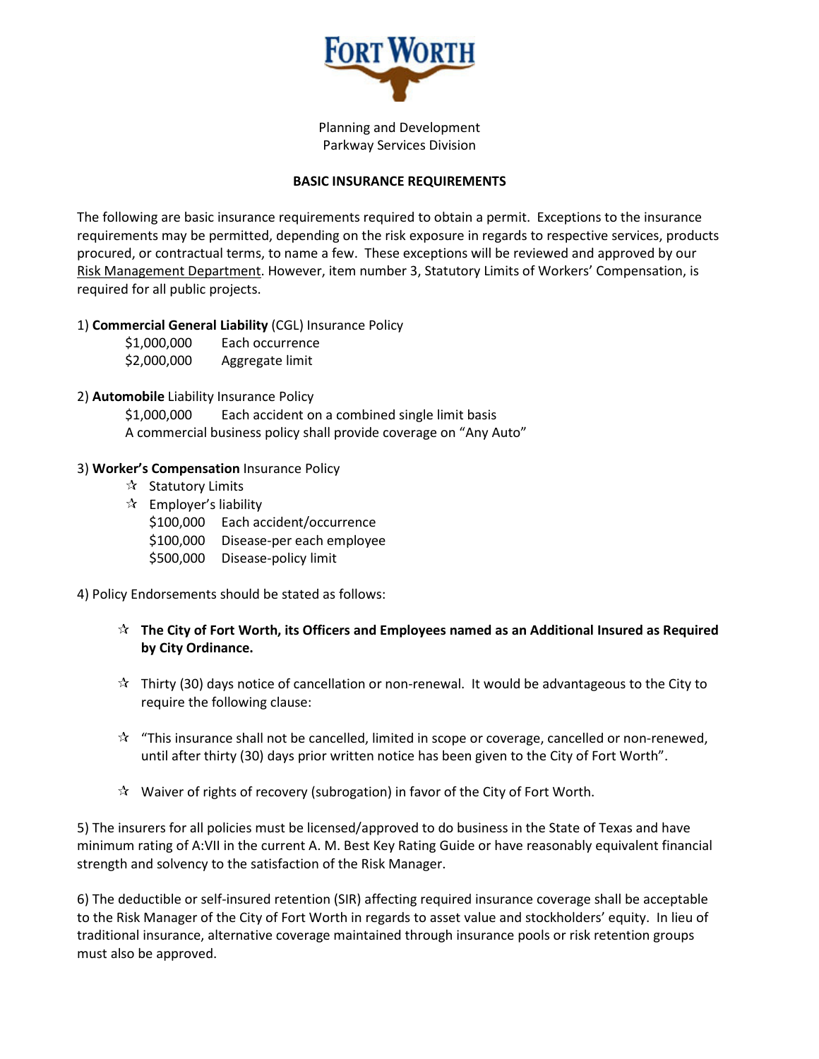FORT WORTH

Planning and Development
Parkway Services Division

## BASIC INSURANCE REQUIREMENTS

The following are basic insurance requirements required to obtain a permit. Exceptions to the insurance requirements may be permitted, depending on the risk exposure in regards to respective services, products procured, or contractual terms, to name a few. These exceptions will be reviewed and approved by our Risk Management Department. However, item number 3, Statutory Limits of Workers' Compensation, is required for all public projects.

1) **Commercial General Liability** (CGL) Insurance Policy

| | |
|---|---|
| $1,000,000 | Each occurrence |
| $2,000,000 | Aggregate limit |

2) **Automobile** Liability Insurance Policy

$1,000,000 Each accident on a combined single limit basis
A commercial business policy shall provide coverage on "Any Auto"

3) **Worker's Compensation** Insurance Policy

- Statutory Limits
- Employer's liability

| | |
|---|---|
| $100,000 | Each accident/occurrence |
| $100,000 | Disease-per each employee |
| $500,000 | Disease-policy limit |

4) Policy Endorsements should be stated as follows:

- **The City of Fort Worth, its Officers and Employees named as an Additional Insured as Required by City Ordinance.**
- Thirty (30) days notice of cancellation or non-renewal. It would be advantageous to the City to require the following clause:
- "This insurance shall not be cancelled, limited in scope or coverage, cancelled or non-renewed, until after thirty (30) days prior written notice has been given to the City of Fort Worth".
- Waiver of rights of recovery (subrogation) in favor of the City of Fort Worth.

5) The insurers for all policies must be licensed/approved to do business in the State of Texas and have minimum rating of A:VII in the current A. M. Best Key Rating Guide or have reasonably equivalent financial strength and solvency to the satisfaction of the Risk Manager.

6) The deductible or self-insured retention (SIR) affecting required insurance coverage shall be acceptable to the Risk Manager of the City of Fort Worth in regards to asset value and stockholders' equity. In lieu of traditional insurance, alternative coverage maintained through insurance pools or risk retention groups must also be approved.